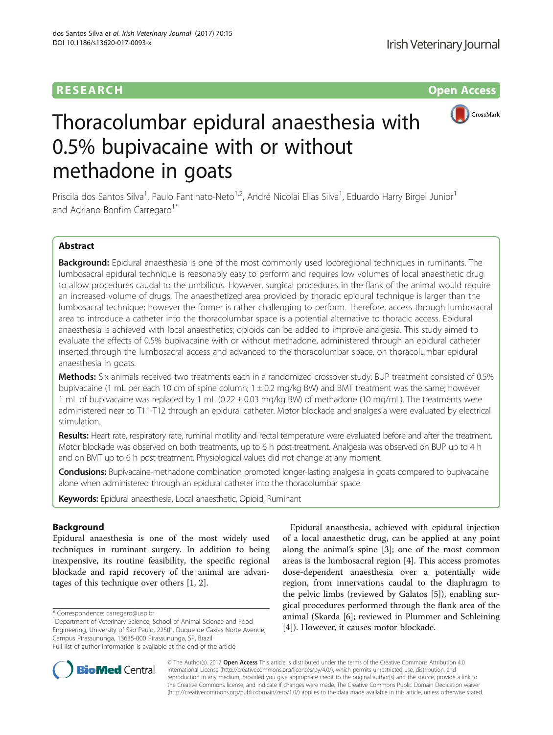RESEARCH Open Access

# Thoracolumbar epidural anaesthesia with 0.5% bupivacaine with or without methadone in goats

Priscila dos Santos Silva[1], Paulo Fantinato-Neto[1,2], André Nicolai Elias Silva[1], Eduardo Harry Birgel Junior[1] and Adriano Bonfim Carregaro[1*]

## Abstract

**Background:** Epidural anaesthesia is one of the most commonly used locoregional techniques in ruminants. The lumbosacral epidural technique is reasonably easy to perform and requires low volumes of local anaesthetic drug to allow procedures caudal to the umbilicus. However, surgical procedures in the flank of the animal would require an increased volume of drugs. The anaesthetized area provided by thoracic epidural technique is larger than the lumbosacral technique; however the former is rather challenging to perform. Therefore, access through lumbosacral area to introduce a catheter into the thoracolumbar space is a potential alternative to thoracic access. Epidural anaesthesia is achieved with local anaesthetics; opioids can be added to improve analgesia. This study aimed to evaluate the effects of 0.5% bupivacaine with or without methadone, administered through an epidural catheter inserted through the lumbosacral access and advanced to the thoracolumbar space, on thoracolumbar epidural anaesthesia in goats.

**Methods:** Six animals received two treatments each in a randomized crossover study: BUP treatment consisted of 0.5% bupivacaine (1 mL per each 10 cm of spine column; 1 ± 0.2 mg/kg BW) and BMT treatment was the same; however 1 mL of bupivacaine was replaced by 1 mL (0.22 ± 0.03 mg/kg BW) of methadone (10 mg/mL). The treatments were administered near to T11-T12 through an epidural catheter. Motor blockade and analgesia were evaluated by electrical stimulation.

**Results:** Heart rate, respiratory rate, ruminal motility and rectal temperature were evaluated before and after the treatment. Motor blockade was observed on both treatments, up to 6 h post-treatment. Analgesia was observed on BUP up to 4 h and on BMT up to 6 h post-treatment. Physiological values did not change at any moment.

**Conclusions:** Bupivacaine-methadone combination promoted longer-lasting analgesia in goats compared to bupivacaine alone when administered through an epidural catheter into the thoracolumbar space.

**Keywords:** Epidural anaesthesia, Local anaesthetic, Opioid, Ruminant

## Background

Epidural anaesthesia is one of the most widely used techniques in ruminant surgery. In addition to being inexpensive, its routine feasibility, the specific regional blockade and rapid recovery of the animal are advantages of this technique over others [1, 2].

Epidural anaesthesia, achieved with epidural injection of a local anaesthetic drug, can be applied at any point along the animal's spine [3]; one of the most common areas is the lumbosacral region [4]. This access promotes dose-dependent anaesthesia over a potentially wide region, from innervations caudal to the diaphragm to the pelvic limbs (reviewed by Galatos [5]), enabling surgical procedures performed through the flank area of the animal (Skarda [6]; reviewed in Plummer and Schleining [4]). However, it causes motor blockade.

* Correspondence: carregaro@usp.br
[1]Department of Veterinary Science, School of Animal Science and Food Engineering, University of São Paulo, 225th, Duque de Caxias Norte Avenue, Campus Pirassununga, 13635-000 Pirassununga, SP, Brazil
Full list of author information is available at the end of the article

© The Author(s). 2017 **Open Access** This article is distributed under the terms of the Creative Commons Attribution 4.0 International License (http://creativecommons.org/licenses/by/4.0/), which permits unrestricted use, distribution, and reproduction in any medium, provided you give appropriate credit to the original author(s) and the source, provide a link to the Creative Commons license, and indicate if changes were made. The Creative Commons Public Domain Dedication waiver (http://creativecommons.org/publicdomain/zero/1.0/) applies to the data made available in this article, unless otherwise stated.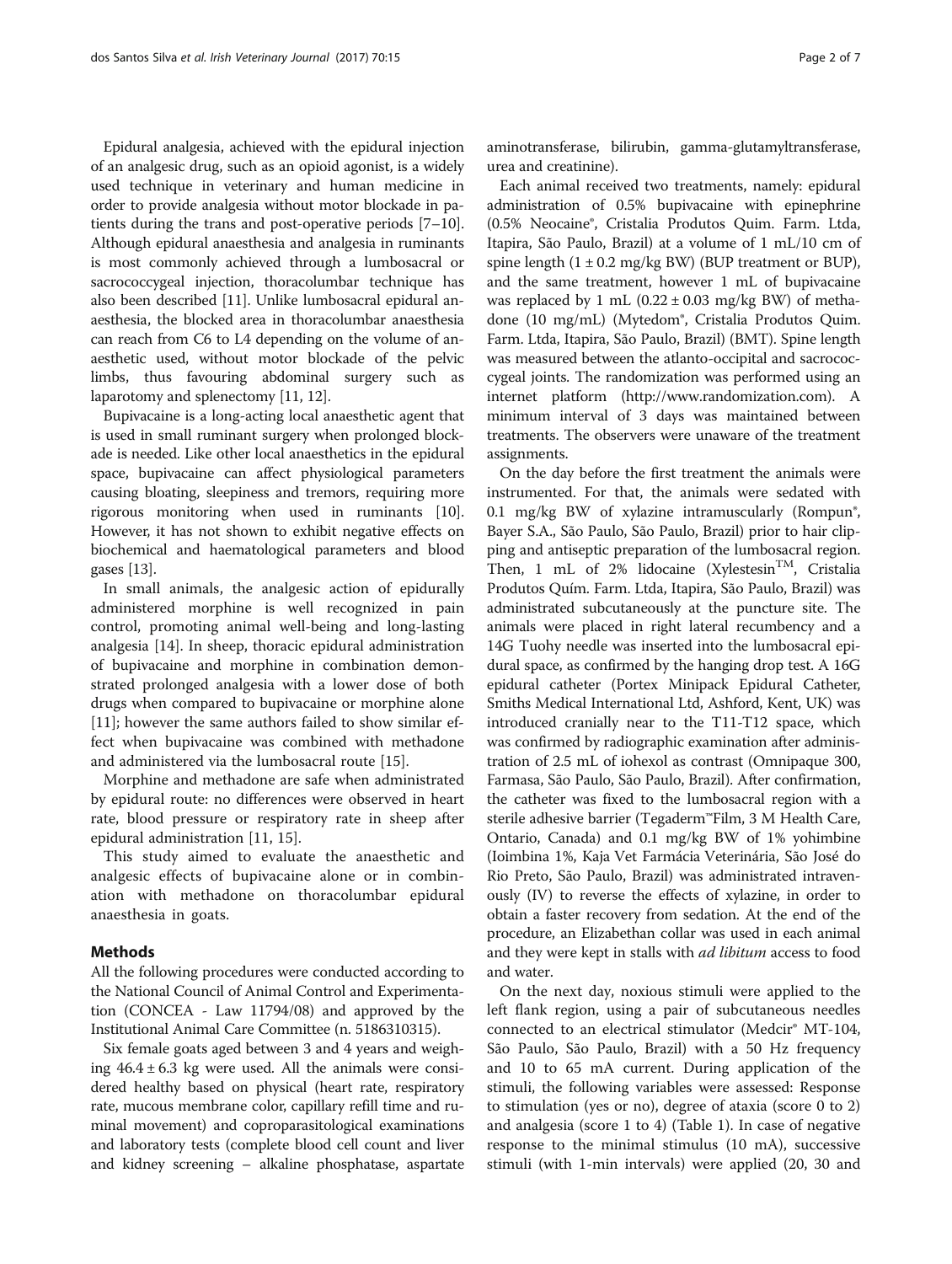Epidural analgesia, achieved with the epidural injection of an analgesic drug, such as an opioid agonist, is a widely used technique in veterinary and human medicine in order to provide analgesia without motor blockade in patients during the trans and post-operative periods [7–10]. Although epidural anaesthesia and analgesia in ruminants is most commonly achieved through a lumbosacral or sacrococcygeal injection, thoracolumbar technique has also been described [11]. Unlike lumbosacral epidural anaesthesia, the blocked area in thoracolumbar anaesthesia can reach from C6 to L4 depending on the volume of anaesthetic used, without motor blockade of the pelvic limbs, thus favouring abdominal surgery such as laparotomy and splenectomy [11, 12].

Bupivacaine is a long-acting local anaesthetic agent that is used in small ruminant surgery when prolonged blockade is needed. Like other local anaesthetics in the epidural space, bupivacaine can affect physiological parameters causing bloating, sleepiness and tremors, requiring more rigorous monitoring when used in ruminants [10]. However, it has not shown to exhibit negative effects on biochemical and haematological parameters and blood gases [13].

In small animals, the analgesic action of epidurally administered morphine is well recognized in pain control, promoting animal well-being and long-lasting analgesia [14]. In sheep, thoracic epidural administration of bupivacaine and morphine in combination demonstrated prolonged analgesia with a lower dose of both drugs when compared to bupivacaine or morphine alone [11]; however the same authors failed to show similar effect when bupivacaine was combined with methadone and administered via the lumbosacral route [15].

Morphine and methadone are safe when administrated by epidural route: no differences were observed in heart rate, blood pressure or respiratory rate in sheep after epidural administration [11, 15].

This study aimed to evaluate the anaesthetic and analgesic effects of bupivacaine alone or in combination with methadone on thoracolumbar epidural anaesthesia in goats.

## Methods

All the following procedures were conducted according to the National Council of Animal Control and Experimentation (CONCEA - Law 11794/08) and approved by the Institutional Animal Care Committee (n. 5186310315).

Six female goats aged between 3 and 4 years and weighing $46.4 \pm 6.3$ kg were used. All the animals were considered healthy based on physical (heart rate, respiratory rate, mucous membrane color, capillary refill time and ruminal movement) and coproparasitological examinations and laboratory tests (complete blood cell count and liver and kidney screening – alkaline phosphatase, aspartate aminotransferase, bilirubin, gamma-glutamyltransferase, urea and creatinine).

Each animal received two treatments, namely: epidural administration of 0.5% bupivacaine with epinephrine (0.5% Neocaine®, Cristalia Produtos Quim. Farm. Ltda, Itapira, São Paulo, Brazil) at a volume of 1 mL/10 cm of spine length ($1 \pm 0.2$ mg/kg BW) (BUP treatment or BUP), and the same treatment, however 1 mL of bupivacaine was replaced by 1 mL ($0.22 \pm 0.03$ mg/kg BW) of methadone (10 mg/mL) (Mytedom®, Cristalia Produtos Quim. Farm. Ltda, Itapira, São Paulo, Brazil) (BMT). Spine length was measured between the atlanto-occipital and sacrococcygeal joints. The randomization was performed using an internet platform (http://www.randomization.com). A minimum interval of 3 days was maintained between treatments. The observers were unaware of the treatment assignments.

On the day before the first treatment the animals were instrumented. For that, the animals were sedated with 0.1 mg/kg BW of xylazine intramuscularly (Rompun®, Bayer S.A., São Paulo, São Paulo, Brazil) prior to hair clipping and antiseptic preparation of the lumbosacral region. Then, 1 mL of 2% lidocaine (Xylestesin™, Cristalia Produtos Quím. Farm. Ltda, Itapira, São Paulo, Brazil) was administrated subcutaneously at the puncture site. The animals were placed in right lateral recumbency and a 14G Tuohy needle was inserted into the lumbosacral epidural space, as confirmed by the hanging drop test. A 16G epidural catheter (Portex Minipack Epidural Catheter, Smiths Medical International Ltd, Ashford, Kent, UK) was introduced cranially near to the T11-T12 space, which was confirmed by radiographic examination after administration of 2.5 mL of iohexol as contrast (Omnipaque 300, Farmasa, São Paulo, São Paulo, Brazil). After confirmation, the catheter was fixed to the lumbosacral region with a sterile adhesive barrier (Tegaderm™Film, 3 M Health Care, Ontario, Canada) and 0.1 mg/kg BW of 1% yohimbine (Ioimbina 1%, Kaja Vet Farmácia Veterinária, São José do Rio Preto, São Paulo, Brazil) was administrated intravenously (IV) to reverse the effects of xylazine, in order to obtain a faster recovery from sedation. At the end of the procedure, an Elizabethan collar was used in each animal and they were kept in stalls with *ad libitum* access to food and water.

On the next day, noxious stimuli were applied to the left flank region, using a pair of subcutaneous needles connected to an electrical stimulator (Medcir® MT-104, São Paulo, São Paulo, Brazil) with a 50 Hz frequency and 10 to 65 mA current. During application of the stimuli, the following variables were assessed: Response to stimulation (yes or no), degree of ataxia (score 0 to 2) and analgesia (score 1 to 4) (Table 1). In case of negative response to the minimal stimulus (10 mA), successive stimuli (with 1-min intervals) were applied (20, 30 and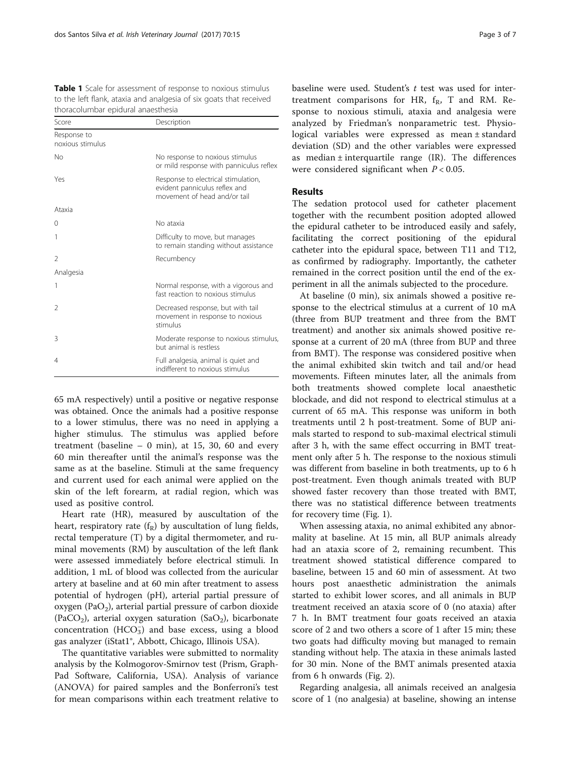**Table 1** Scale for assessment of response to noxious stimulus to the left flank, ataxia and analgesia of six goats that received thoracolumbar epidural anaesthesia

| Score | Description |
| --- | --- |
| Response to noxious stimulus | |
| No | No response to noxious stimulus or mild response with panniculus reflex |
| Yes | Response to electrical stimulation, evident panniculus reflex and movement of head and/or tail |
| Ataxia | |
| 0 | No ataxia |
| 1 | Difficulty to move, but manages to remain standing without assistance |
| 2 | Recumbency |
| Analgesia | |
| 1 | Normal response, with a vigorous and fast reaction to noxious stimulus |
| 2 | Decreased response, but with tail movement in response to noxious stimulus |
| 3 | Moderate response to noxious stimulus, but animal is restless |
| 4 | Full analgesia, animal is quiet and indifferent to noxious stimulus |

65 mA respectively) until a positive or negative response was obtained. Once the animals had a positive response to a lower stimulus, there was no need in applying a higher stimulus. The stimulus was applied before treatment (baseline – 0 min), at 15, 30, 60 and every 60 min thereafter until the animal's response was the same as at the baseline. Stimuli at the same frequency and current used for each animal were applied on the skin of the left forearm, at radial region, which was used as positive control.

Heart rate (HR), measured by auscultation of the heart, respiratory rate ($f_R$) by auscultation of lung fields, rectal temperature (T) by a digital thermometer, and ruminal movements (RM) by auscultation of the left flank were assessed immediately before electrical stimuli. In addition, 1 mL of blood was collected from the auricular artery at baseline and at 60 min after treatment to assess potential of hydrogen (pH), arterial partial pressure of oxygen ($PaO_2$), arterial partial pressure of carbon dioxide ($PaCO_2$), arterial oxygen saturation ($SaO_2$), bicarbonate concentration ($HCO_3^-$) and base excess, using a blood gas analyzer (iStat1®, Abbott, Chicago, Illinois USA).

The quantitative variables were submitted to normality analysis by the Kolmogorov-Smirnov test (Prism, GraphPad Software, California, USA). Analysis of variance (ANOVA) for paired samples and the Bonferroni's test for mean comparisons within each treatment relative to baseline were used. Student's $t$ test was used for inter-treatment comparisons for HR, $f_R$, T and RM. Response to noxious stimuli, ataxia and analgesia were analyzed by Friedman's nonparametric test. Physiological variables were expressed as mean ± standard deviation (SD) and the other variables were expressed as median ± interquartile range (IR). The differences were considered significant when $P < 0.05$.

## Results

The sedation protocol used for catheter placement together with the recumbent position adopted allowed the epidural catheter to be introduced easily and safely, facilitating the correct positioning of the epidural catheter into the epidural space, between T11 and T12, as confirmed by radiography. Importantly, the catheter remained in the correct position until the end of the experiment in all the animals subjected to the procedure.

At baseline (0 min), six animals showed a positive response to the electrical stimulus at a current of 10 mA (three from BUP treatment and three from the BMT treatment) and another six animals showed positive response at a current of 20 mA (three from BUP and three from BMT). The response was considered positive when the animal exhibited skin twitch and tail and/or head movements. Fifteen minutes later, all the animals from both treatments showed complete local anaesthetic blockade, and did not respond to electrical stimulus at a current of 65 mA. This response was uniform in both treatments until 2 h post-treatment. Some of BUP animals started to respond to sub-maximal electrical stimuli after 3 h, with the same effect occurring in BMT treatment only after 5 h. The response to the noxious stimuli was different from baseline in both treatments, up to 6 h post-treatment. Even though animals treated with BUP showed faster recovery than those treated with BMT, there was no statistical difference between treatments for recovery time (Fig. 1).

When assessing ataxia, no animal exhibited any abnormality at baseline. At 15 min, all BUP animals already had an ataxia score of 2, remaining recumbent. This treatment showed statistical difference compared to baseline, between 15 and 60 min of assessment. At two hours post anaesthetic administration the animals started to exhibit lower scores, and all animals in BUP treatment received an ataxia score of 0 (no ataxia) after 7 h. In BMT treatment four goats received an ataxia score of 2 and two others a score of 1 after 15 min; these two goats had difficulty moving but managed to remain standing without help. The ataxia in these animals lasted for 30 min. None of the BMT animals presented ataxia from 6 h onwards (Fig. 2).

Regarding analgesia, all animals received an analgesia score of 1 (no analgesia) at baseline, showing an intense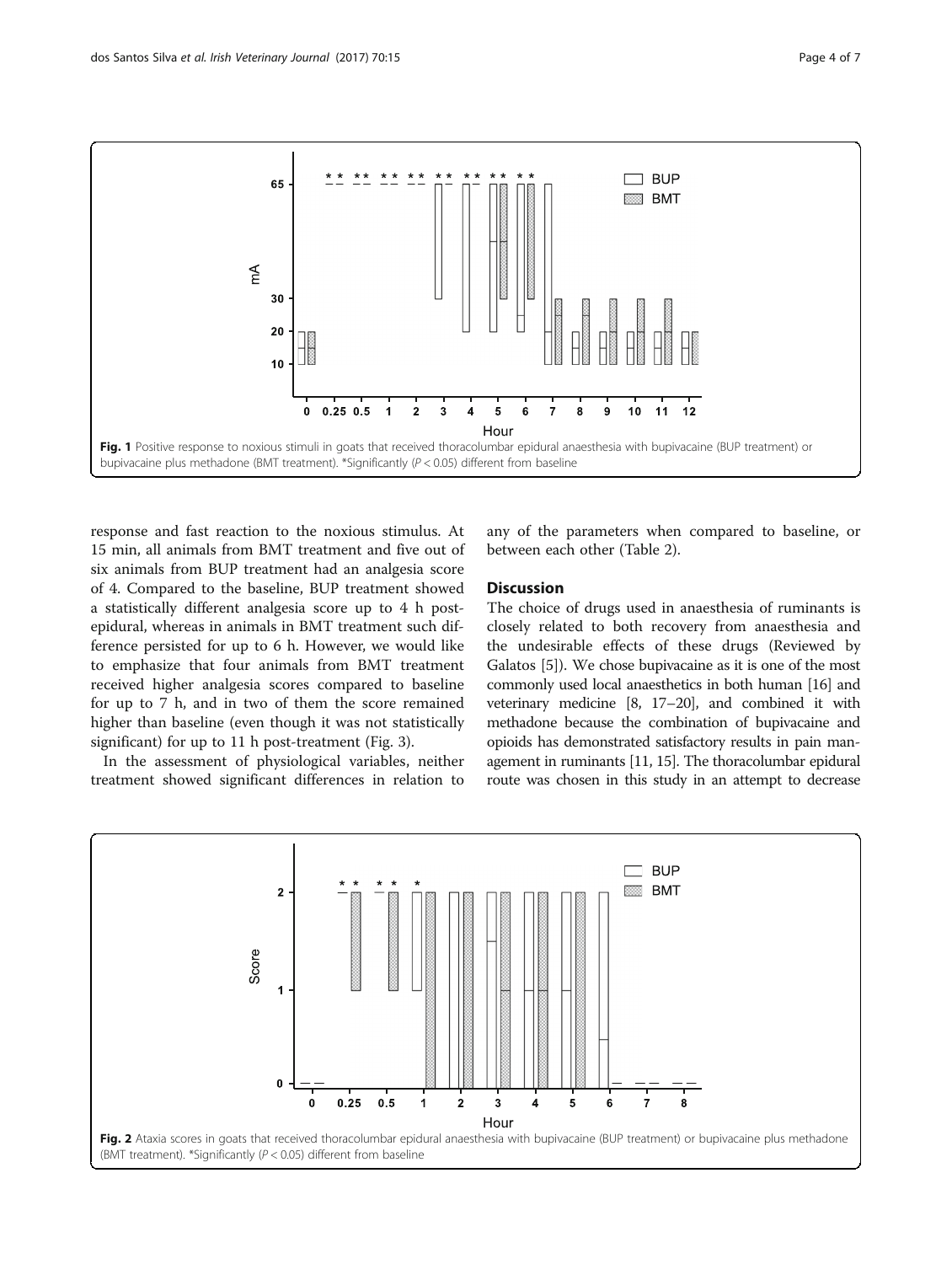Fig. 1 Positive response to noxious stimuli in goats that received thoracolumbar epidural anaesthesia with bupivacaine (BUP treatment) or bupivacaine plus methadone (BMT treatment). *Significantly ($P < 0.05$) different from baseline

response and fast reaction to the noxious stimulus. At 15 min, all animals from BMT treatment and five out of six animals from BUP treatment had an analgesia score of 4. Compared to the baseline, BUP treatment showed a statistically different analgesia score up to 4 h post-epidural, whereas in animals in BMT treatment such difference persisted for up to 6 h. However, we would like to emphasize that four animals from BMT treatment received higher analgesia scores compared to baseline for up to 7 h, and in two of them the score remained higher than baseline (even though it was not statistically significant) for up to 11 h post-treatment (Fig. 3).

In the assessment of physiological variables, neither treatment showed significant differences in relation to any of the parameters when compared to baseline, or between each other (Table 2).

## Discussion

The choice of drugs used in anaesthesia of ruminants is closely related to both recovery from anaesthesia and the undesirable effects of these drugs (Reviewed by Galatos [5]). We chose bupivacaine as it is one of the most commonly used local anaesthetics in both human [16] and veterinary medicine [8, 17–20], and combined it with methadone because the combination of bupivacaine and opioids has demonstrated satisfactory results in pain management in ruminants [11, 15]. The thoracolumbar epidural route was chosen in this study in an attempt to decrease

Fig. 2 Ataxia scores in goats that received thoracolumbar epidural anaesthesia with bupivacaine (BUP treatment) or bupivacaine plus methadone (BMT treatment). *Significantly ($P < 0.05$) different from baseline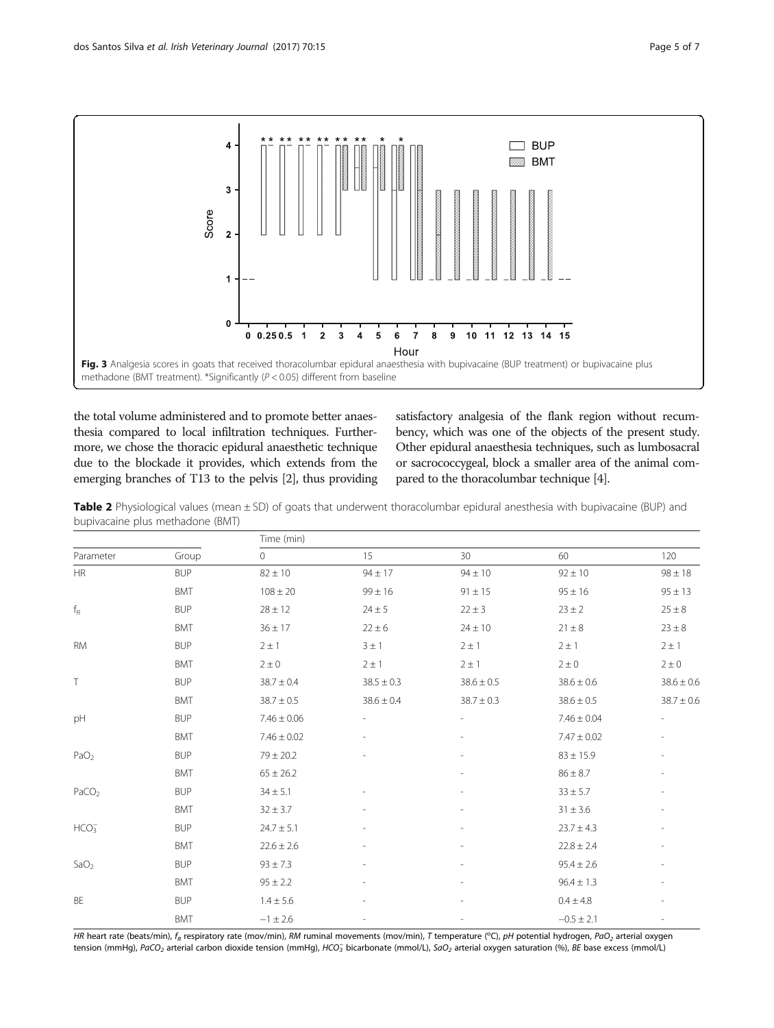Fig. 3 Analgesia scores in goats that received thoracolumbar epidural anaesthesia with bupivacaine (BUP treatment) or bupivacaine plus methadone (BMT treatment). *Significantly ($P < 0.05$) different from baseline

the total volume administered and to promote better anaesthesia compared to local infiltration techniques. Furthermore, we chose the thoracic epidural anaesthetic technique due to the blockade it provides, which extends from the emerging branches of T13 to the pelvis [2], thus providing satisfactory analgesia of the flank region without recumbency, which was one of the objects of the present study. Other epidural anaesthesia techniques, such as lumbosacral or sacrococcygeal, block a smaller area of the animal compared to the thoracolumbar technique [4].

**Table 2** Physiological values (mean ± SD) of goats that underwent thoracolumbar epidural anesthesia with bupivacaine (BUP) and bupivacaine plus methadone (BMT)

| Parameter | Group | Time (min) | | | | |
|---|---|---|---|---|---|---|
| | | 0 | 15 | 30 | 60 | 120 |
| HR | BUP | 82 ± 10 | 94 ± 17 | 94 ± 10 | 92 ± 10 | 98 ± 18 |
| | BMT | 108 ± 20 | 99 ± 16 | 91 ± 15 | 95 ± 16 | 95 ± 13 |
| $f_R$ | BUP | 28 ± 12 | 24 ± 5 | 22 ± 3 | 23 ± 2 | 25 ± 8 |
| | BMT | 36 ± 17 | 22 ± 6 | 24 ± 10 | 21 ± 8 | 23 ± 8 |
| RM | BUP | 2 ± 1 | 3 ± 1 | 2 ± 1 | 2 ± 1 | 2 ± 1 |
| | BMT | 2 ± 0 | 2 ± 1 | 2 ± 1 | 2 ± 0 | 2 ± 0 |
| T | BUP | 38.7 ± 0.4 | 38.5 ± 0.3 | 38.6 ± 0.5 | 38.6 ± 0.6 | 38.6 ± 0.6 |
| | BMT | 38.7 ± 0.5 | 38.6 ± 0.4 | 38.7 ± 0.3 | 38.6 ± 0.5 | 38.7 ± 0.6 |
| pH | BUP | 7.46 ± 0.06 | - | - | 7.46 ± 0.04 | - |
| | BMT | 7.46 ± 0.02 | - | - | 7.47 ± 0.02 | - |
| $PaO_2$ | BUP | 79 ± 20.2 | - | - | 83 ± 15.9 | - |
| | BMT | 65 ± 26.2 | | - | 86 ± 8.7 | - |
| $PaCO_2$ | BUP | 34 ± 5.1 | - | - | 33 ± 5.7 | - |
| | BMT | 32 ± 3.7 | - | - | 31 ± 3.6 | - |
| $HCO_3^-$ | BUP | 24.7 ± 5.1 | - | - | 23.7 ± 4.3 | - |
| | BMT | 22.6 ± 2.6 | - | - | 22.8 ± 2.4 | - |
| $SaO_2$ | BUP | 93 ± 7.3 | - | - | 95.4 ± 2.6 | - |
| | BMT | 95 ± 2.2 | - | - | 96.4 ± 1.3 | - |
| BE | BUP | 1.4 ± 5.6 | - | - | 0.4 ± 4.8 | - |
| | BMT | −1 ± 2.6 | - | - | −0.5 ± 2.1 | - |

*HR* heart rate (beats/min), $f_R$ respiratory rate (mov/min), *RM* ruminal movements (mov/min), *T* temperature (°C), *pH* potential hydrogen, $PaO_2$ arterial oxygen tension (mmHg), $PaCO_2$ arterial carbon dioxide tension (mmHg), $HCO_3^-$ bicarbonate (mmol/L), $SaO_2$ arterial oxygen saturation (%), *BE* base excess (mmol/L)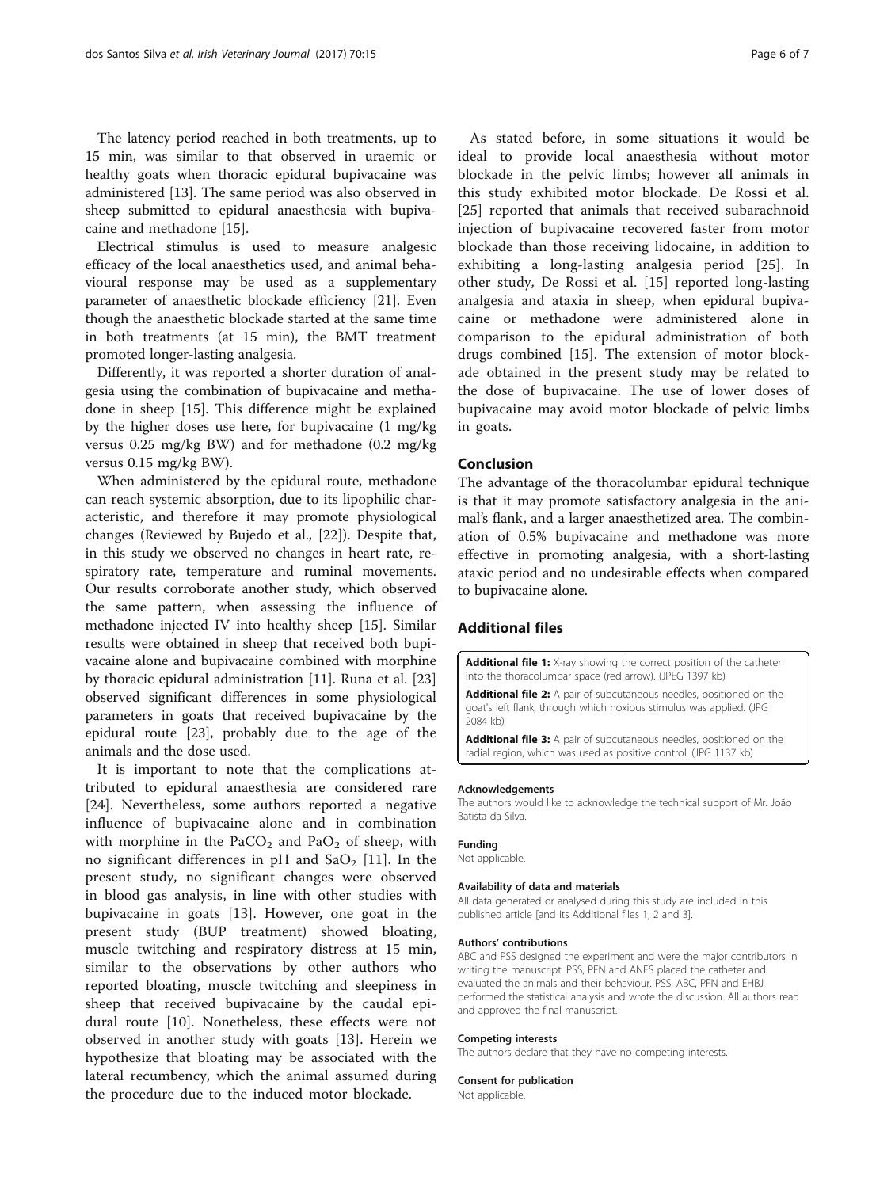The latency period reached in both treatments, up to 15 min, was similar to that observed in uraemic or healthy goats when thoracic epidural bupivacaine was administered [13]. The same period was also observed in sheep submitted to epidural anaesthesia with bupivacaine and methadone [15].

Electrical stimulus is used to measure analgesic efficacy of the local anaesthetics used, and animal behavioural response may be used as a supplementary parameter of anaesthetic blockade efficiency [21]. Even though the anaesthetic blockade started at the same time in both treatments (at 15 min), the BMT treatment promoted longer-lasting analgesia.

Differently, it was reported a shorter duration of analgesia using the combination of bupivacaine and methadone in sheep [15]. This difference might be explained by the higher doses use here, for bupivacaine (1 mg/kg versus 0.25 mg/kg BW) and for methadone (0.2 mg/kg versus 0.15 mg/kg BW).

When administered by the epidural route, methadone can reach systemic absorption, due to its lipophilic characteristic, and therefore it may promote physiological changes (Reviewed by Bujedo et al., [22]). Despite that, in this study we observed no changes in heart rate, respiratory rate, temperature and ruminal movements. Our results corroborate another study, which observed the same pattern, when assessing the influence of methadone injected IV into healthy sheep [15]. Similar results were obtained in sheep that received both bupivacaine alone and bupivacaine combined with morphine by thoracic epidural administration [11]. Runa et al. [23] observed significant differences in some physiological parameters in goats that received bupivacaine by the epidural route [23], probably due to the age of the animals and the dose used.

It is important to note that the complications attributed to epidural anaesthesia are considered rare [24]. Nevertheless, some authors reported a negative influence of bupivacaine alone and in combination with morphine in the $PaCO_2$ and $PaO_2$ of sheep, with no significant differences in pH and $SaO_2$ [11]. In the present study, no significant changes were observed in blood gas analysis, in line with other studies with bupivacaine in goats [13]. However, one goat in the present study (BUP treatment) showed bloating, muscle twitching and respiratory distress at 15 min, similar to the observations by other authors who reported bloating, muscle twitching and sleepiness in sheep that received bupivacaine by the caudal epidural route [10]. Nonetheless, these effects were not observed in another study with goats [13]. Herein we hypothesize that bloating may be associated with the lateral recumbency, which the animal assumed during the procedure due to the induced motor blockade.

As stated before, in some situations it would be ideal to provide local anaesthesia without motor blockade in the pelvic limbs; however all animals in this study exhibited motor blockade. De Rossi et al. [25] reported that animals that received subarachnoid injection of bupivacaine recovered faster from motor blockade than those receiving lidocaine, in addition to exhibiting a long-lasting analgesia period [25]. In other study, De Rossi et al. [15] reported long-lasting analgesia and ataxia in sheep, when epidural bupivacaine or methadone were administered alone in comparison to the epidural administration of both drugs combined [15]. The extension of motor blockade obtained in the present study may be related to the dose of bupivacaine. The use of lower doses of bupivacaine may avoid motor blockade of pelvic limbs in goats.

## Conclusion

The advantage of the thoracolumbar epidural technique is that it may promote satisfactory analgesia in the animal's flank, and a larger anaesthetized area. The combination of 0.5% bupivacaine and methadone was more effective in promoting analgesia, with a short-lasting ataxic period and no undesirable effects when compared to bupivacaine alone.

## Additional files

**Additional file 1:** X-ray showing the correct position of the catheter into the thoracolumbar space (red arrow). (JPEG 1397 kb)

**Additional file 2:** A pair of subcutaneous needles, positioned on the goat's left flank, through which noxious stimulus was applied. (JPG 2084 kb)

**Additional file 3:** A pair of subcutaneous needles, positioned on the radial region, which was used as positive control. (JPG 1137 kb)

#### Acknowledgements

The authors would like to acknowledge the technical support of Mr. João Batista da Silva.

#### Funding

Not applicable.

#### Availability of data and materials

All data generated or analysed during this study are included in this published article [and its Additional files 1, 2 and 3].

#### Authors' contributions

ABC and PSS designed the experiment and were the major contributors in writing the manuscript. PSS, PFN and ANES placed the catheter and evaluated the animals and their behaviour. PSS, ABC, PFN and EHBJ performed the statistical analysis and wrote the discussion. All authors read and approved the final manuscript.

#### Competing interests

The authors declare that they have no competing interests.

#### Consent for publication

Not applicable.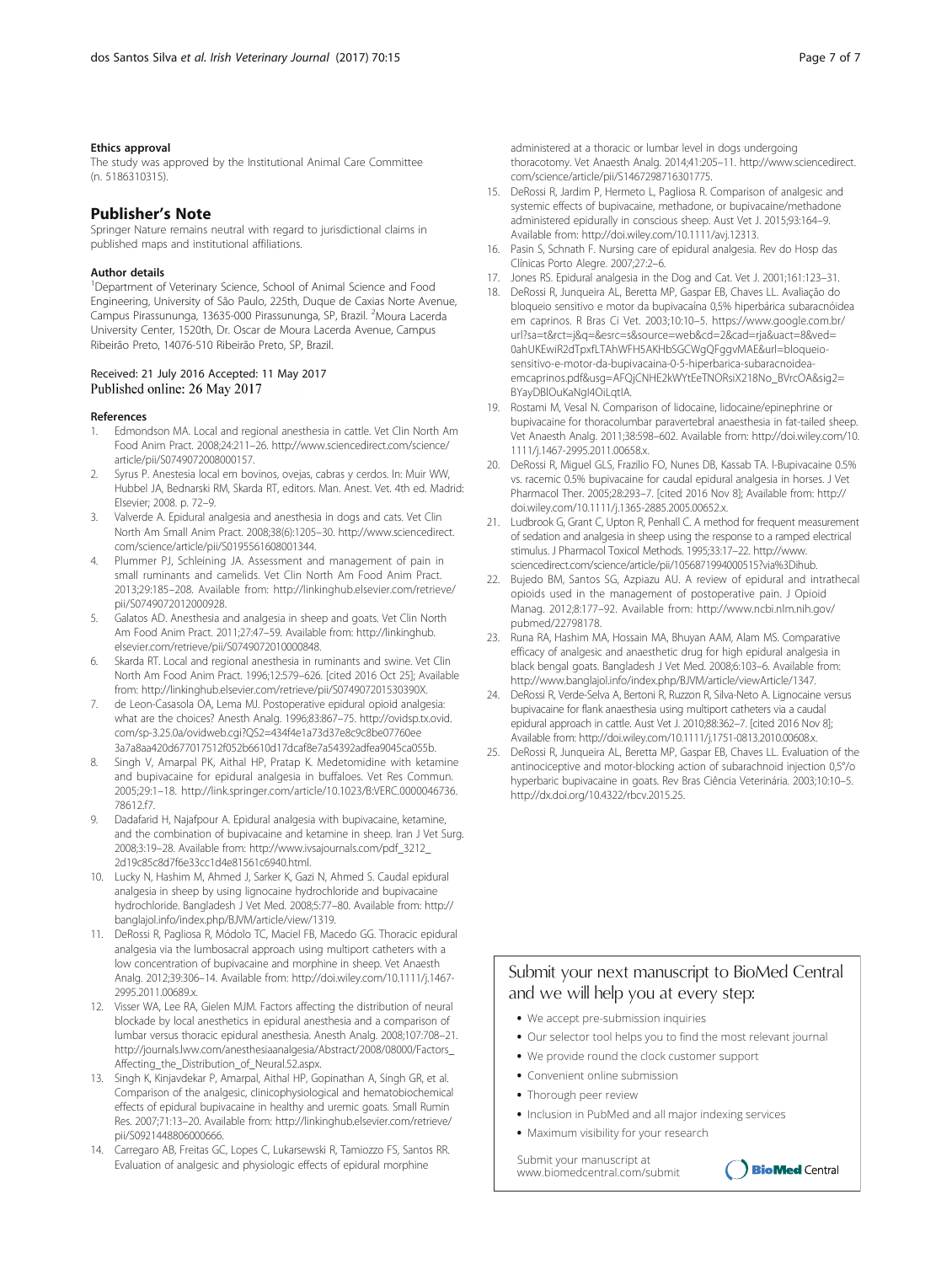#### Ethics approval

The study was approved by the Institutional Animal Care Committee (n. 5186310315).

## Publisher's Note

Springer Nature remains neutral with regard to jurisdictional claims in published maps and institutional affiliations.

#### Author details

[1]Department of Veterinary Science, School of Animal Science and Food Engineering, University of São Paulo, 225th, Duque de Caxias Norte Avenue, Campus Pirassununga, 13635-000 Pirassununga, SP, Brazil. [2]Moura Lacerda University Center, 1520th, Dr. Oscar de Moura Lacerda Avenue, Campus Ribeirão Preto, 14076-510 Ribeirão Preto, SP, Brazil.

Received: 21 July 2016 Accepted: 11 May 2017
Published online: 26 May 2017

#### References

1. Edmondson MA. Local and regional anesthesia in cattle. Vet Clin North Am Food Anim Pract. 2008;24:211–26. http://www.sciencedirect.com/science/article/pii/S0749072008000157.
2. Syrus P. Anestesia local em bovinos, ovejas, cabras y cerdos. In: Muir WW, Hubbel JA, Bednarski RM, Skarda RT, editors. Man. Anest. Vet. 4th ed. Madrid: Elsevier; 2008. p. 72–9.
3. Valverde A. Epidural analgesia and anesthesia in dogs and cats. Vet Clin North Am Small Anim Pract. 2008;38(6):1205–30. http://www.sciencedirect.com/science/article/pii/S0195561608001344.
4. Plummer PJ, Schleining JA. Assessment and management of pain in small ruminants and camelids. Vet Clin North Am Food Anim Pract. 2013;29:185–208. Available from: http://linkinghub.elsevier.com/retrieve/pii/S0749072012000928.
5. Galatos AD. Anesthesia and analgesia in sheep and goats. Vet Clin North Am Food Anim Pract. 2011;27:47–59. Available from: http://linkinghub.elsevier.com/retrieve/pii/S0749072010000848.
6. Skarda RT. Local and regional anesthesia in ruminants and swine. Vet Clin North Am Food Anim Pract. 1996;12:579–626. [cited 2016 Oct 25]; Available from: http://linkinghub.elsevier.com/retrieve/pii/S074907201530390X.
7. de Leon-Casasola OA, Lema MJ. Postoperative epidural opioid analgesia: what are the choices? Anesth Analg. 1996;83:867–75. http://ovidsp.tx.ovid.com/sp-3.25.0a/ovidweb.cgi?QS2=434f4e1a73d37e8c9c8be07760ee3a7a8aa420d677017512f052b6610d17dcaf8e7a54392adfea9045ca055b.
8. Singh V, Amarpal PK, Aithal HP, Pratap K. Medetomidine with ketamine and bupivacaine for epidural analgesia in buffaloes. Vet Res Commun. 2005;29:1–18. http://link.springer.com/article/10.1023/B:VERC.0000046736.78612.f7.
9. Dadafarid H, Najafpour A. Epidural analgesia with bupivacaine, ketamine, and the combination of bupivacaine and ketamine in sheep. Iran J Vet Surg. 2008;3:19–28. Available from: http://www.ivsajournals.com/pdf_3212_2d19c85c8d7f6e33cc1d4e81561c6940.html.
10. Lucky N, Hashim M, Ahmed J, Sarker K, Gazi N, Ahmed S. Caudal epidural analgesia in sheep by using lignocaine hydrochloride and bupivacaine hydrochloride. Bangladesh J Vet Med. 2008;5:77–80. Available from: http://banglajol.info/index.php/BJVM/article/view/1319.
11. DeRossi R, Pagliosa R, Módolo TC, Maciel FB, Macedo GG. Thoracic epidural analgesia via the lumbosacral approach using multiport catheters with a low concentration of bupivacaine and morphine in sheep. Vet Anaesth Analg. 2012;39:306–14. Available from: http://doi.wiley.com/10.1111/j.1467-2995.2011.00689.x.
12. Visser WA, Lee RA, Gielen MJM. Factors affecting the distribution of neural blockade by local anesthetics in epidural anesthesia and a comparison of lumbar versus thoracic epidural anesthesia. Anesth Analg. 2008;107:708–21. http://journals.lww.com/anesthesiaanalgesia/Abstract/2008/08000/Factors_Affecting_the_Distribution_of_Neural.52.aspx.
13. Singh K, Kinjavdekar P, Amarpal, Aithal HP, Gopinathan A, Singh GR, et al. Comparison of the analgesic, clinicophysiological and hematobiochemical effects of epidural bupivacaine in healthy and uremic goats. Small Rumin Res. 2007;71:13–20. Available from: http://linkinghub.elsevier.com/retrieve/pii/S0921448806000666.
14. Carregaro AB, Freitas GC, Lopes C, Lukarsewski R, Tamiozzo FS, Santos RR. Evaluation of analgesic and physiologic effects of epidural morphine administered at a thoracic or lumbar level in dogs undergoing thoracotomy. Vet Anaesth Analg. 2014;41:205–11. http://www.sciencedirect.com/science/article/pii/S1467298716301775.
15. DeRossi R, Jardim P, Hermeto L, Pagliosa R. Comparison of analgesic and systemic effects of bupivacaine, methadone, or bupivacaine/methadone administered epidurally in conscious sheep. Aust Vet J. 2015;93:164–9. Available from: http://doi.wiley.com/10.1111/avj.12313.
16. Pasin S, Schnath F. Nursing care of epidural analgesia. Rev do Hosp das Clínicas Porto Alegre. 2007;27:2–6.
17. Jones RS. Epidural analgesia in the Dog and Cat. Vet J. 2001;161:123–31.
18. DeRossi R, Junqueira AL, Beretta MP, Gaspar EB, Chaves LL. Avaliação do bloqueio sensitivo e motor da bupivacaína 0,5% hiperbárica subaracnóidea em caprinos. R Bras Ci Vet. 2003;10:10–5. https://www.google.com.br/url?sa=t&rct=j&q=&esrc=s&source=web&cd=2&cad=rja&uact=8&ved=0ahUKEwiR2dTpxfLTAhWFH5AKHbSGCWgQFggvMAE&url=bloqueio-sensitivo-e-motor-da-bupivacaina-0-5-hiperbarica-subaracnoidea-emcaprinos.pdf&usg=AFQjCNHE2kWYtEeTNORsiX218No_BVrcOA&sig2=BYayDBlOuKaNgl4OiLqtIA.
19. Rostami M, Vesal N. Comparison of lidocaine, lidocaine/epinephrine or bupivacaine for thoracolumbar paravertebral anaesthesia in fat-tailed sheep. Vet Anaesth Analg. 2011;38:598–602. Available from: http://doi.wiley.com/10.1111/j.1467-2995.2011.00658.x.
20. DeRossi R, Miguel GLS, Frazilio FO, Nunes DB, Kassab TA. l-Bupivacaine 0.5% vs. racemic 0.5% bupivacaine for caudal epidural analgesia in horses. J Vet Pharmacol Ther. 2005;28:293–7. [cited 2016 Nov 8]; Available from: http://doi.wiley.com/10.1111/j.1365-2885.2005.00652.x.
21. Ludbrook G, Grant C, Upton R, Penhall C. A method for frequent measurement of sedation and analgesia in sheep using the response to a ramped electrical stimulus. J Pharmacol Toxicol Methods. 1995;33:17–22. http://www.sciencedirect.com/science/article/pii/1056871994000515?via%3Dihub.
22. Bujedo BM, Santos SG, Azpiazu AU. A review of epidural and intrathecal opioids used in the management of postoperative pain. J Opioid Manag. 2012;8:177–92. Available from: http://www.ncbi.nlm.nih.gov/pubmed/22798178.
23. Runa RA, Hashim MA, Hossain MA, Bhuyan AAM, Alam MS. Comparative efficacy of analgesic and anaesthetic drug for high epidural analgesia in black bengal goats. Bangladesh J Vet Med. 2008;6:103–6. Available from: http://www.banglajol.info/index.php/BJVM/article/viewArticle/1347.
24. DeRossi R, Verde-Selva A, Bertoni R, Ruzzon R, Silva-Neto A. Lignocaine versus bupivacaine for flank anaesthesia using multiport catheters via a caudal epidural approach in cattle. Aust Vet J. 2010;88:362–7. [cited 2016 Nov 8]; Available from: http://doi.wiley.com/10.1111/j.1751-0813.2010.00608.x.
25. DeRossi R, Junqueira AL, Beretta MP, Gaspar EB, Chaves LL. Evaluation of the antinociceptive and motor-blocking action of subarachnoid injection 0,5°/o hyperbaric bupivacaine in goats. Rev Bras Ciência Veterinária. 2003;10:10–5. http://dx.doi.org/10.4322/rbcv.2015.25.

Submit your next manuscript to BioMed Central and we will help you at every step:

- We accept pre-submission inquiries
- Our selector tool helps you to find the most relevant journal
- We provide round the clock customer support
- Convenient online submission
- Thorough peer review
- Inclusion in PubMed and all major indexing services
- Maximum visibility for your research

Submit your manuscript at www.biomedcentral.com/submit

BioMed Central